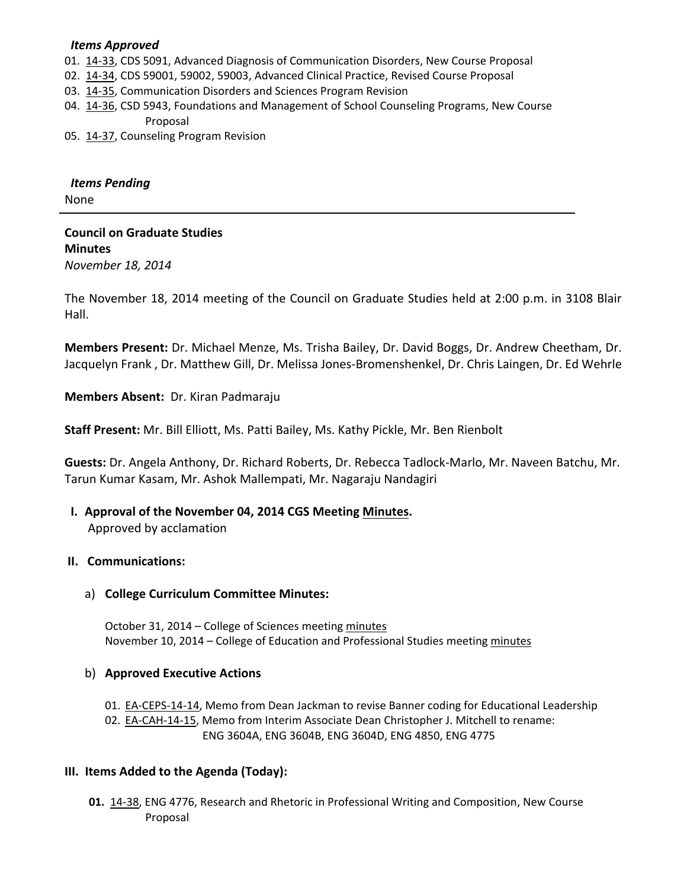***Items Approved***

01. 14-33, CDS 5091, Advanced Diagnosis of Communication Disorders, New Course Proposal
02. 14-34, CDS 59001, 59002, 59003, Advanced Clinical Practice, Revised Course Proposal
03. 14-35, Communication Disorders and Sciences Program Revision
04. 14-36, CSD 5943, Foundations and Management of School Counseling Programs, New Course Proposal
05. 14-37, Counseling Program Revision

***Items Pending***

None

---

**Council on Graduate Studies**
**Minutes**
*November 18, 2014*

The November 18, 2014 meeting of the Council on Graduate Studies held at 2:00 p.m. in 3108 Blair Hall.

**Members Present:** Dr. Michael Menze, Ms. Trisha Bailey, Dr. David Boggs, Dr. Andrew Cheetham, Dr. Jacquelyn Frank , Dr. Matthew Gill, Dr. Melissa Jones-Bromenshenkel, Dr. Chris Laingen, Dr. Ed Wehrle

**Members Absent:** Dr. Kiran Padmaraju

**Staff Present:** Mr. Bill Elliott, Ms. Patti Bailey, Ms. Kathy Pickle, Mr. Ben Rienbolt

**Guests:** Dr. Angela Anthony, Dr. Richard Roberts, Dr. Rebecca Tadlock-Marlo, Mr. Naveen Batchu, Mr. Tarun Kumar Kasam, Mr. Ashok Mallempati, Mr. Nagaraju Nandagiri

**I. Approval of the November 04, 2014 CGS Meeting Minutes.**
Approved by acclamation

**II. Communications:**

a) **College Curriculum Committee Minutes:**

October 31, 2014 – College of Sciences meeting minutes
November 10, 2014 – College of Education and Professional Studies meeting minutes

b) **Approved Executive Actions**

01. EA-CEPS-14-14, Memo from Dean Jackman to revise Banner coding for Educational Leadership
02. EA-CAH-14-15, Memo from Interim Associate Dean Christopher J. Mitchell to rename: ENG 3604A, ENG 3604B, ENG 3604D, ENG 4850, ENG 4775

**III. Items Added to the Agenda (Today):**

**01.** 14-38, ENG 4776, Research and Rhetoric in Professional Writing and Composition, New Course Proposal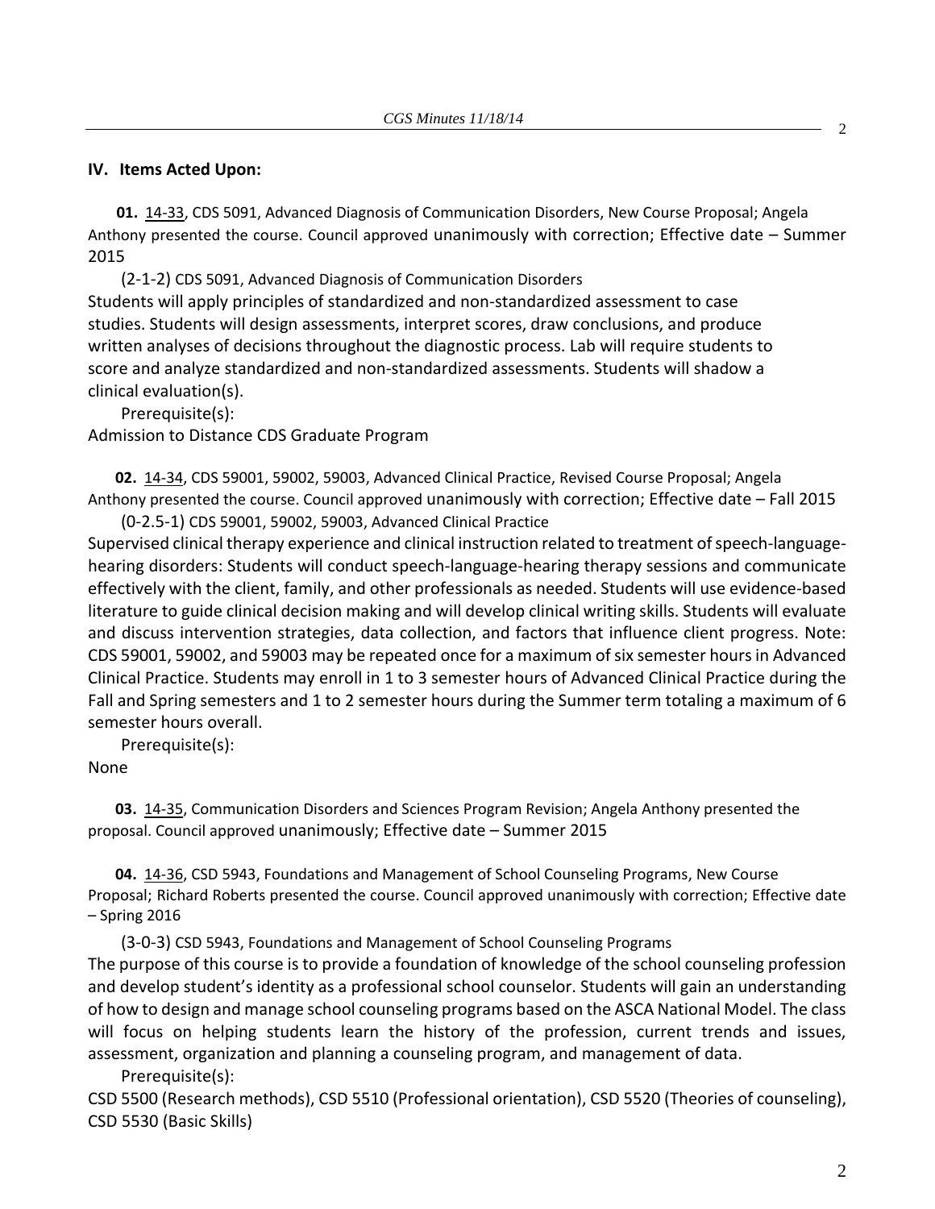## IV. Items Acted Upon:

**01.** 14-33, CDS 5091, Advanced Diagnosis of Communication Disorders, New Course Proposal; Angela Anthony presented the course. Council approved unanimously with correction; Effective date – Summer 2015

(2-1-2) CDS 5091, Advanced Diagnosis of Communication Disorders
Students will apply principles of standardized and non-standardized assessment to case studies. Students will design assessments, interpret scores, draw conclusions, and produce written analyses of decisions throughout the diagnostic process. Lab will require students to score and analyze standardized and non-standardized assessments. Students will shadow a clinical evaluation(s).

Prerequisite(s):
Admission to Distance CDS Graduate Program

**02.** 14-34, CDS 59001, 59002, 59003, Advanced Clinical Practice, Revised Course Proposal; Angela Anthony presented the course. Council approved unanimously with correction; Effective date – Fall 2015

(0-2.5-1) CDS 59001, 59002, 59003, Advanced Clinical Practice
Supervised clinical therapy experience and clinical instruction related to treatment of speech-language-hearing disorders: Students will conduct speech-language-hearing therapy sessions and communicate effectively with the client, family, and other professionals as needed. Students will use evidence-based literature to guide clinical decision making and will develop clinical writing skills. Students will evaluate and discuss intervention strategies, data collection, and factors that influence client progress. Note: CDS 59001, 59002, and 59003 may be repeated once for a maximum of six semester hours in Advanced Clinical Practice. Students may enroll in 1 to 3 semester hours of Advanced Clinical Practice during the Fall and Spring semesters and 1 to 2 semester hours during the Summer term totaling a maximum of 6 semester hours overall.

Prerequisite(s):
None

**03.** 14-35, Communication Disorders and Sciences Program Revision; Angela Anthony presented the proposal. Council approved unanimously; Effective date – Summer 2015

**04.** 14-36, CSD 5943, Foundations and Management of School Counseling Programs, New Course Proposal; Richard Roberts presented the course. Council approved unanimously with correction; Effective date – Spring 2016

(3-0-3) CSD 5943, Foundations and Management of School Counseling Programs
The purpose of this course is to provide a foundation of knowledge of the school counseling profession and develop student's identity as a professional school counselor. Students will gain an understanding of how to design and manage school counseling programs based on the ASCA National Model. The class will focus on helping students learn the history of the profession, current trends and issues, assessment, organization and planning a counseling program, and management of data.

Prerequisite(s):
CSD 5500 (Research methods), CSD 5510 (Professional orientation), CSD 5520 (Theories of counseling), CSD 5530 (Basic Skills)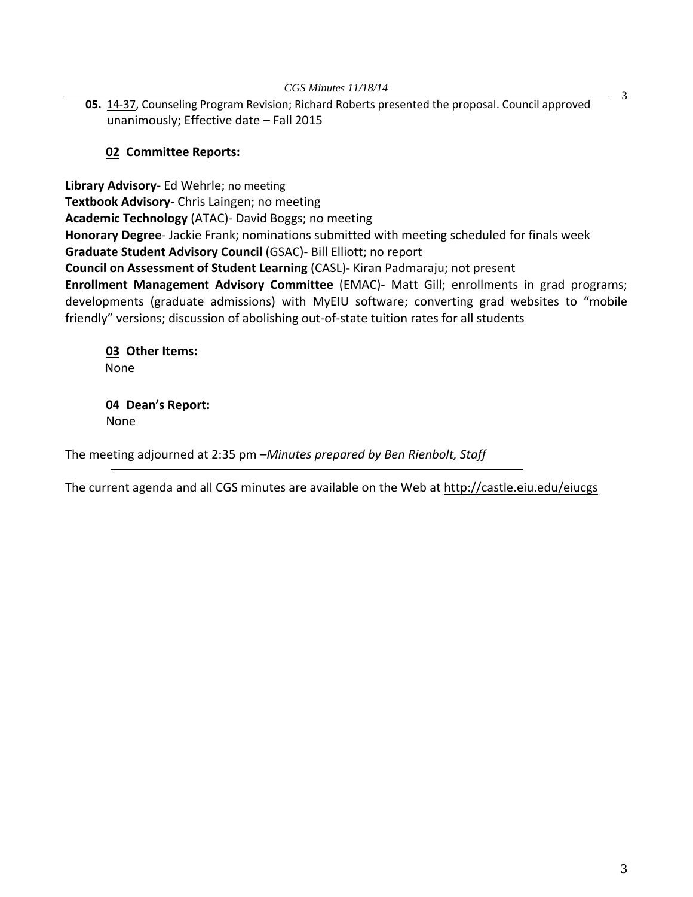**05.** 14-37, Counseling Program Revision; Richard Roberts presented the proposal. Council approved unanimously; Effective date – Fall 2015

**02 Committee Reports:**

**Library Advisory**- Ed Wehrle; no meeting
**Textbook Advisory-** Chris Laingen; no meeting
**Academic Technology** (ATAC)- David Boggs; no meeting
**Honorary Degree**- Jackie Frank; nominations submitted with meeting scheduled for finals week
**Graduate Student Advisory Council** (GSAC)- Bill Elliott; no report
**Council on Assessment of Student Learning** (CASL)**-** Kiran Padmaraju; not present
**Enrollment Management Advisory Committee** (EMAC)**-** Matt Gill; enrollments in grad programs; developments (graduate admissions) with MyEIU software; converting grad websites to "mobile friendly" versions; discussion of abolishing out-of-state tuition rates for all students

**03 Other Items:**
None

**04 Dean's Report:**
None

The meeting adjourned at 2:35 pm –*Minutes prepared by Ben Rienbolt, Staff*

---

The current agenda and all CGS minutes are available on the Web at http://castle.eiu.edu/eiucgs